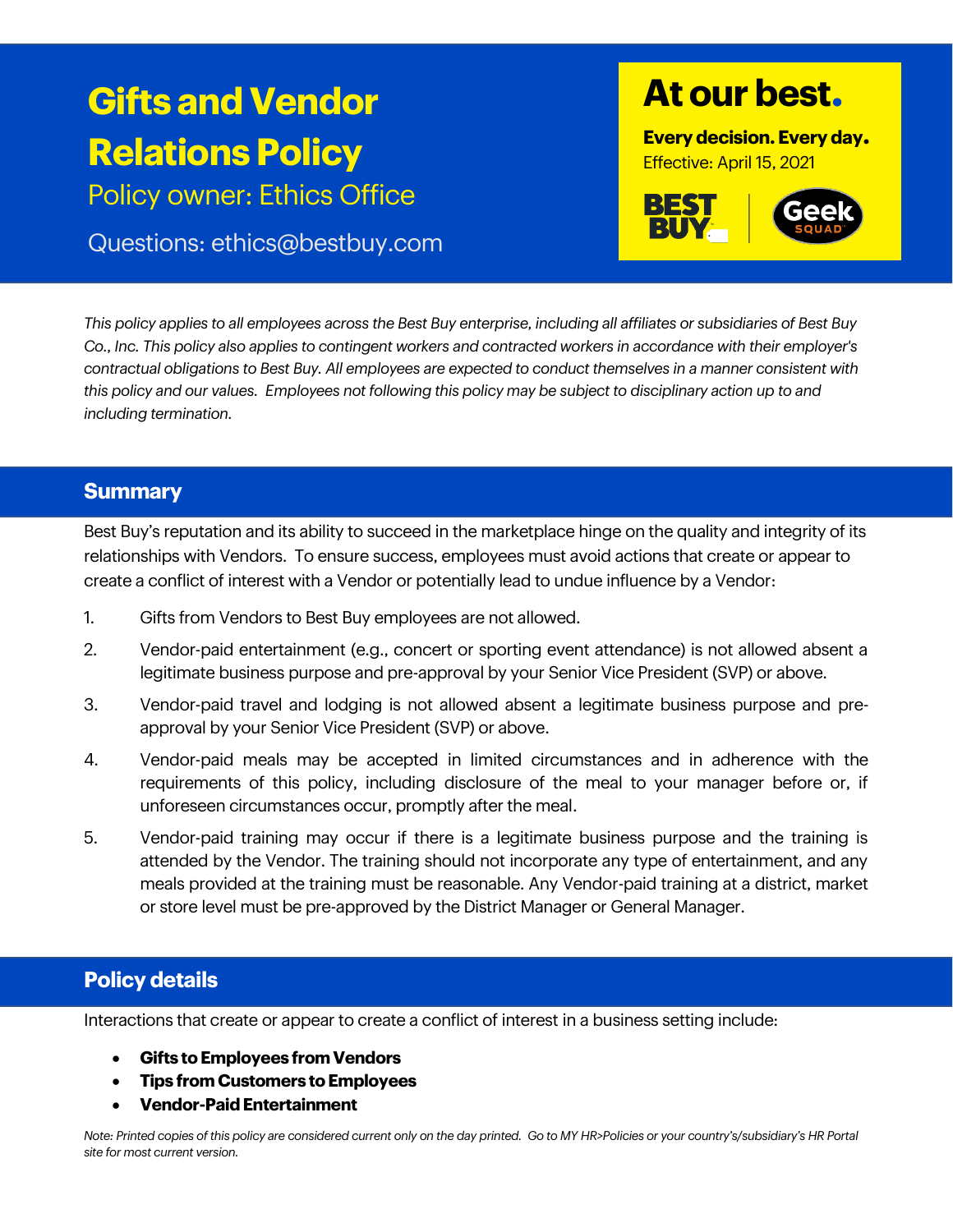# Gifts and Vendor Relations Policy

Policy owner: Ethics Office

Questions: ethics@bestbuy.com

**At our best.**

**Every decision. Every day.**

Effective: April 15, 2021

BEST BUY | Geek SQUAD

*This policy applies to all employees across the Best Buy enterprise, including all affiliates or subsidiaries of Best Buy Co., Inc. This policy also applies to contingent workers and contracted workers in accordance with their employer's contractual obligations to Best Buy. All employees are expected to conduct themselves in a manner consistent with this policy and our values. Employees not following this policy may be subject to disciplinary action up to and including termination.*

## Summary

Best Buy's reputation and its ability to succeed in the marketplace hinge on the quality and integrity of its relationships with Vendors. To ensure success, employees must avoid actions that create or appear to create a conflict of interest with a Vendor or potentially lead to undue influence by a Vendor:

1. Gifts from Vendors to Best Buy employees are not allowed.
2. Vendor-paid entertainment (e.g., concert or sporting event attendance) is not allowed absent a legitimate business purpose and pre-approval by your Senior Vice President (SVP) or above.
3. Vendor-paid travel and lodging is not allowed absent a legitimate business purpose and pre-approval by your Senior Vice President (SVP) or above.
4. Vendor-paid meals may be accepted in limited circumstances and in adherence with the requirements of this policy, including disclosure of the meal to your manager before or, if unforeseen circumstances occur, promptly after the meal.
5. Vendor-paid training may occur if there is a legitimate business purpose and the training is attended by the Vendor. The training should not incorporate any type of entertainment, and any meals provided at the training must be reasonable. Any Vendor-paid training at a district, market or store level must be pre-approved by the District Manager or General Manager.

## Policy details

Interactions that create or appear to create a conflict of interest in a business setting include:

- **Gifts to Employees from Vendors**
- **Tips from Customers to Employees**
- **Vendor-Paid Entertainment**

*Note: Printed copies of this policy are considered current only on the day printed. Go to MY HR>Policies or your country's/subsidiary's HR Portal site for most current version.*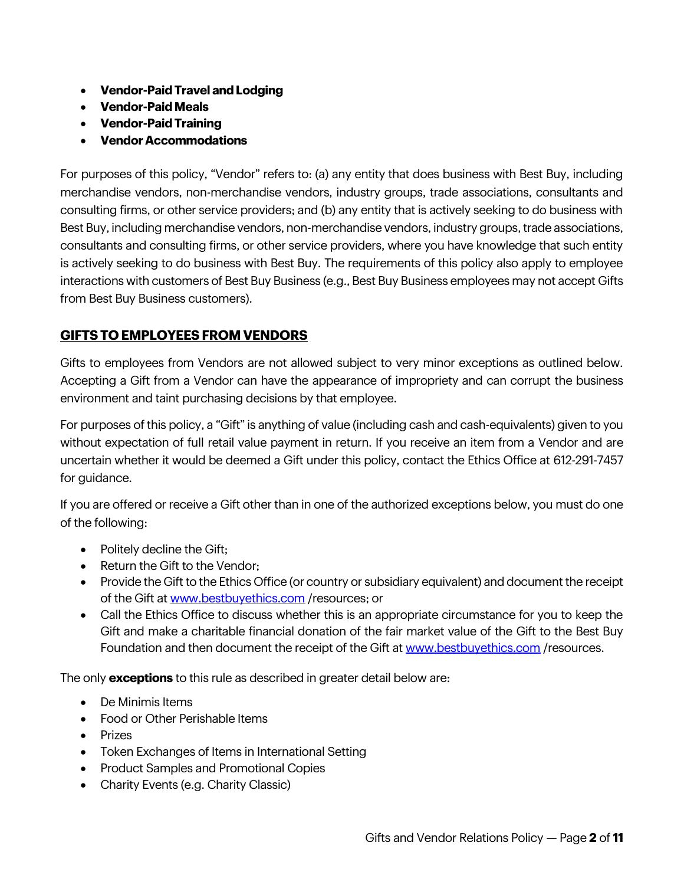- **Vendor-Paid Travel and Lodging**
- **Vendor-Paid Meals**
- **Vendor-Paid Training**
- **Vendor Accommodations**

For purposes of this policy, "Vendor" refers to: (a) any entity that does business with Best Buy, including merchandise vendors, non-merchandise vendors, industry groups, trade associations, consultants and consulting firms, or other service providers; and (b) any entity that is actively seeking to do business with Best Buy, including merchandise vendors, non-merchandise vendors, industry groups, trade associations, consultants and consulting firms, or other service providers, where you have knowledge that such entity is actively seeking to do business with Best Buy. The requirements of this policy also apply to employee interactions with customers of Best Buy Business (e.g., Best Buy Business employees may not accept Gifts from Best Buy Business customers).

## GIFTS TO EMPLOYEES FROM VENDORS

Gifts to employees from Vendors are not allowed subject to very minor exceptions as outlined below. Accepting a Gift from a Vendor can have the appearance of impropriety and can corrupt the business environment and taint purchasing decisions by that employee.

For purposes of this policy, a "Gift" is anything of value (including cash and cash-equivalents) given to you without expectation of full retail value payment in return. If you receive an item from a Vendor and are uncertain whether it would be deemed a Gift under this policy, contact the Ethics Office at 612-291-7457 for guidance.

If you are offered or receive a Gift other than in one of the authorized exceptions below, you must do one of the following:

- Politely decline the Gift;
- Return the Gift to the Vendor;
- Provide the Gift to the Ethics Office (or country or subsidiary equivalent) and document the receipt of the Gift at www.bestbuyethics.com /resources; or
- Call the Ethics Office to discuss whether this is an appropriate circumstance for you to keep the Gift and make a charitable financial donation of the fair market value of the Gift to the Best Buy Foundation and then document the receipt of the Gift at www.bestbuyethics.com /resources.

The only **exceptions** to this rule as described in greater detail below are:

- De Minimis Items
- Food or Other Perishable Items
- Prizes
- Token Exchanges of Items in International Setting
- Product Samples and Promotional Copies
- Charity Events (e.g. Charity Classic)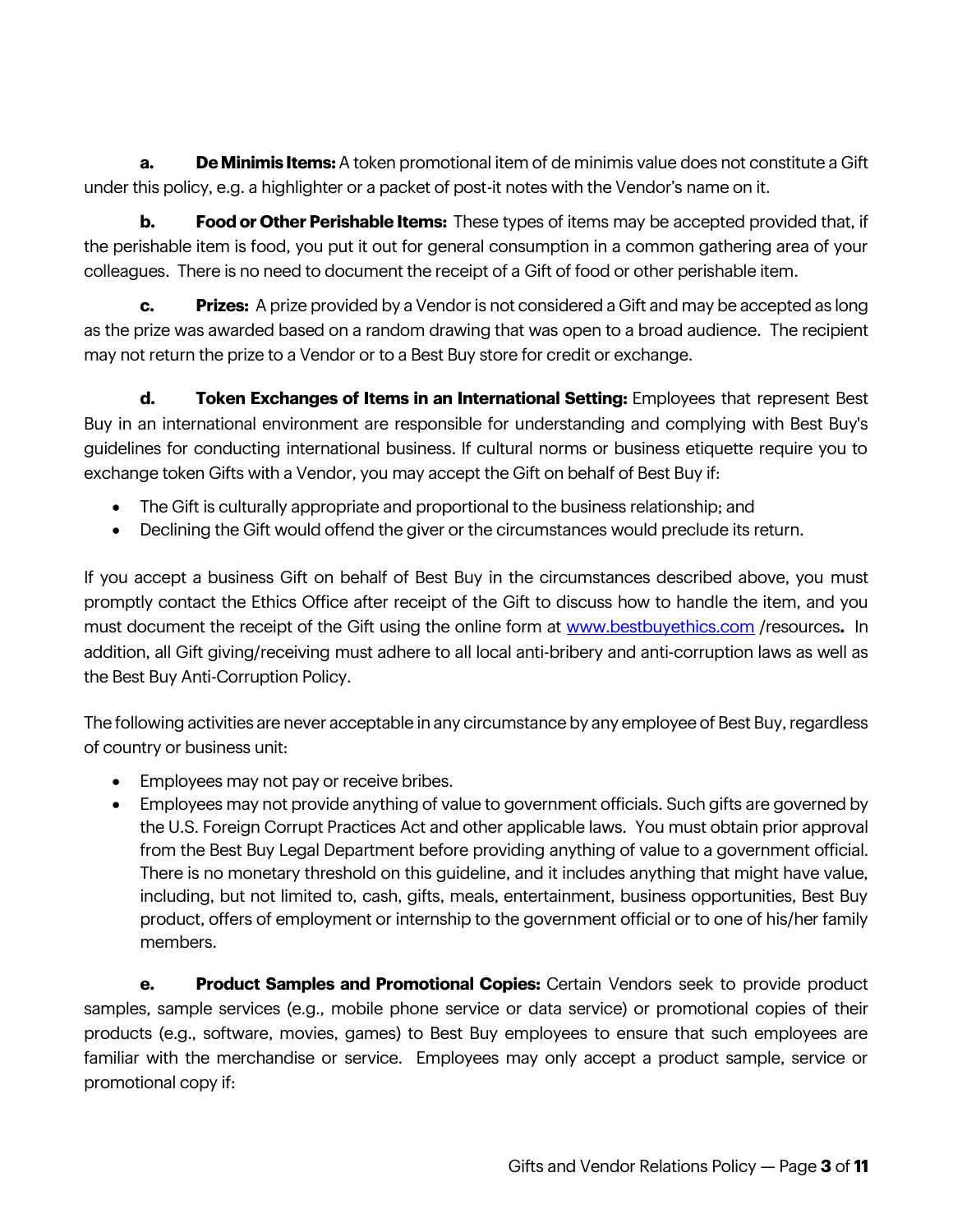**a. De Minimis Items:** A token promotional item of de minimis value does not constitute a Gift under this policy, e.g. a highlighter or a packet of post-it notes with the Vendor's name on it.

**b. Food or Other Perishable Items:** These types of items may be accepted provided that, if the perishable item is food, you put it out for general consumption in a common gathering area of your colleagues. There is no need to document the receipt of a Gift of food or other perishable item.

**c. Prizes:** A prize provided by a Vendor is not considered a Gift and may be accepted as long as the prize was awarded based on a random drawing that was open to a broad audience. The recipient may not return the prize to a Vendor or to a Best Buy store for credit or exchange.

**d. Token Exchanges of Items in an International Setting:** Employees that represent Best Buy in an international environment are responsible for understanding and complying with Best Buy's guidelines for conducting international business. If cultural norms or business etiquette require you to exchange token Gifts with a Vendor, you may accept the Gift on behalf of Best Buy if:

- The Gift is culturally appropriate and proportional to the business relationship; and
- Declining the Gift would offend the giver or the circumstances would preclude its return.

If you accept a business Gift on behalf of Best Buy in the circumstances described above, you must promptly contact the Ethics Office after receipt of the Gift to discuss how to handle the item, and you must document the receipt of the Gift using the online form at [www.bestbuyethics.com](http://www.bestbuyethics.com) /resources**.** In addition, all Gift giving/receiving must adhere to all local anti-bribery and anti-corruption laws as well as the Best Buy Anti-Corruption Policy.

The following activities are never acceptable in any circumstance by any employee of Best Buy, regardless of country or business unit:

- Employees may not pay or receive bribes.
- Employees may not provide anything of value to government officials. Such gifts are governed by the U.S. Foreign Corrupt Practices Act and other applicable laws. You must obtain prior approval from the Best Buy Legal Department before providing anything of value to a government official. There is no monetary threshold on this guideline, and it includes anything that might have value, including, but not limited to, cash, gifts, meals, entertainment, business opportunities, Best Buy product, offers of employment or internship to the government official or to one of his/her family members.

**e. Product Samples and Promotional Copies:** Certain Vendors seek to provide product samples, sample services (e.g., mobile phone service or data service) or promotional copies of their products (e.g., software, movies, games) to Best Buy employees to ensure that such employees are familiar with the merchandise or service. Employees may only accept a product sample, service or promotional copy if: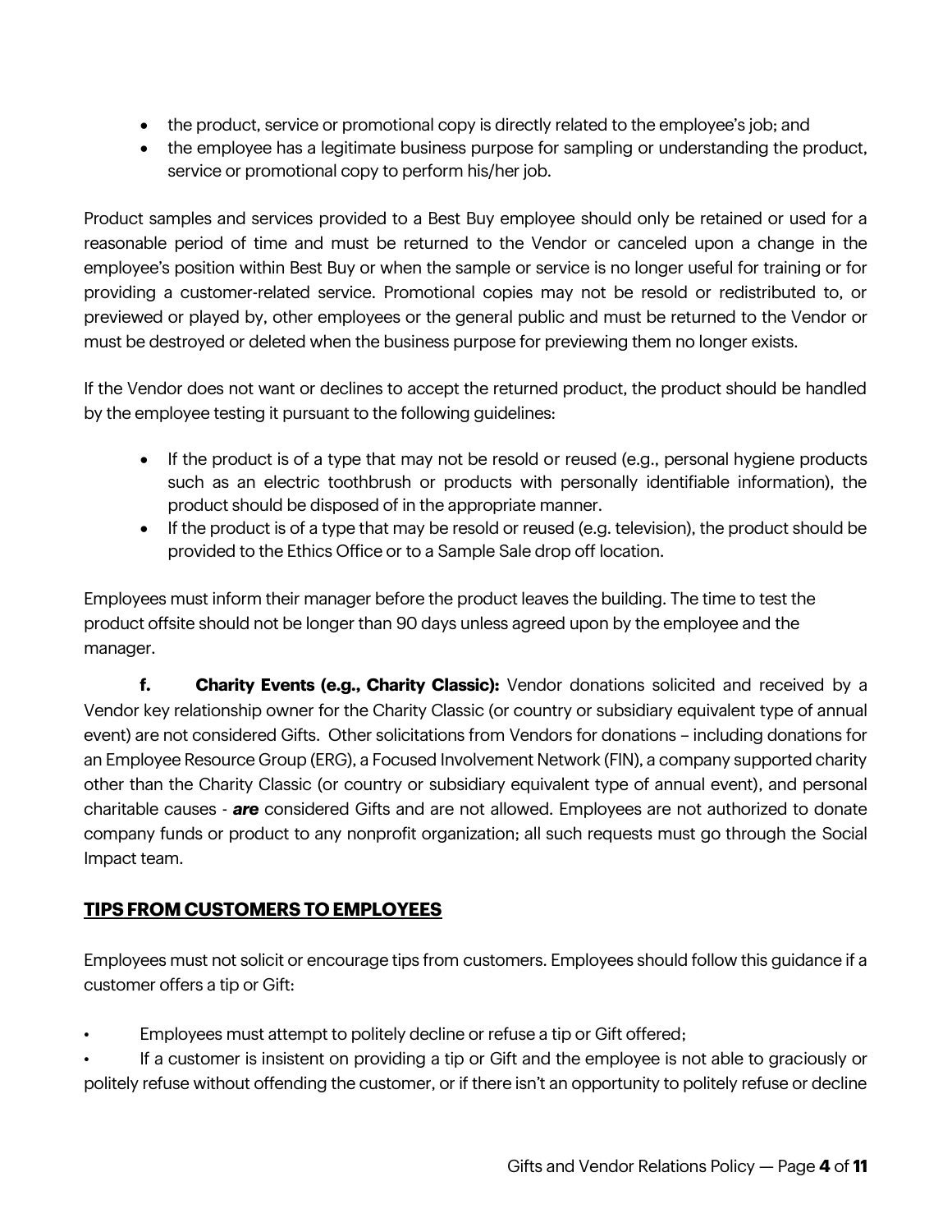- the product, service or promotional copy is directly related to the employee's job; and
- the employee has a legitimate business purpose for sampling or understanding the product, service or promotional copy to perform his/her job.

Product samples and services provided to a Best Buy employee should only be retained or used for a reasonable period of time and must be returned to the Vendor or canceled upon a change in the employee's position within Best Buy or when the sample or service is no longer useful for training or for providing a customer-related service. Promotional copies may not be resold or redistributed to, or previewed or played by, other employees or the general public and must be returned to the Vendor or must be destroyed or deleted when the business purpose for previewing them no longer exists.

If the Vendor does not want or declines to accept the returned product, the product should be handled by the employee testing it pursuant to the following guidelines:

- If the product is of a type that may not be resold or reused (e.g., personal hygiene products such as an electric toothbrush or products with personally identifiable information), the product should be disposed of in the appropriate manner.
- If the product is of a type that may be resold or reused (e.g. television), the product should be provided to the Ethics Office or to a Sample Sale drop off location.

Employees must inform their manager before the product leaves the building. The time to test the product offsite should not be longer than 90 days unless agreed upon by the employee and the manager.

**f. Charity Events (e.g., Charity Classic):** Vendor donations solicited and received by a Vendor key relationship owner for the Charity Classic (or country or subsidiary equivalent type of annual event) are not considered Gifts. Other solicitations from Vendors for donations – including donations for an Employee Resource Group (ERG), a Focused Involvement Network (FIN), a company supported charity other than the Charity Classic (or country or subsidiary equivalent type of annual event), and personal charitable causes - ***are*** considered Gifts and are not allowed. Employees are not authorized to donate company funds or product to any nonprofit organization; all such requests must go through the Social Impact team.

## TIPS FROM CUSTOMERS TO EMPLOYEES

Employees must not solicit or encourage tips from customers. Employees should follow this guidance if a customer offers a tip or Gift:

- Employees must attempt to politely decline or refuse a tip or Gift offered;
- If a customer is insistent on providing a tip or Gift and the employee is not able to graciously or politely refuse without offending the customer, or if there isn't an opportunity to politely refuse or decline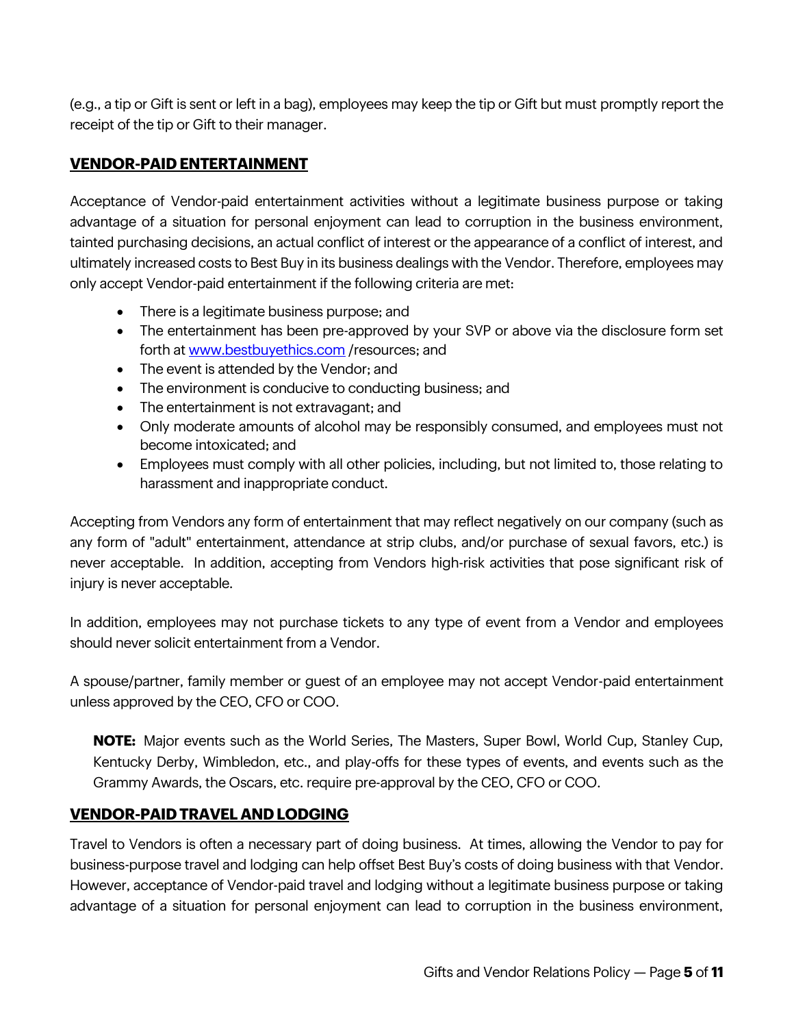(e.g., a tip or Gift is sent or left in a bag), employees may keep the tip or Gift but must promptly report the receipt of the tip or Gift to their manager.

## VENDOR-PAID ENTERTAINMENT

Acceptance of Vendor-paid entertainment activities without a legitimate business purpose or taking advantage of a situation for personal enjoyment can lead to corruption in the business environment, tainted purchasing decisions, an actual conflict of interest or the appearance of a conflict of interest, and ultimately increased costs to Best Buy in its business dealings with the Vendor. Therefore, employees may only accept Vendor-paid entertainment if the following criteria are met:

- There is a legitimate business purpose; and
- The entertainment has been pre-approved by your SVP or above via the disclosure form set forth at [www.bestbuyethics.com](http://www.bestbuyethics.com) /resources; and
- The event is attended by the Vendor; and
- The environment is conducive to conducting business; and
- The entertainment is not extravagant; and
- Only moderate amounts of alcohol may be responsibly consumed, and employees must not become intoxicated; and
- Employees must comply with all other policies, including, but not limited to, those relating to harassment and inappropriate conduct.

Accepting from Vendors any form of entertainment that may reflect negatively on our company (such as any form of "adult" entertainment, attendance at strip clubs, and/or purchase of sexual favors, etc.) is never acceptable. In addition, accepting from Vendors high-risk activities that pose significant risk of injury is never acceptable.

In addition, employees may not purchase tickets to any type of event from a Vendor and employees should never solicit entertainment from a Vendor.

A spouse/partner, family member or guest of an employee may not accept Vendor-paid entertainment unless approved by the CEO, CFO or COO.

> **NOTE:** Major events such as the World Series, The Masters, Super Bowl, World Cup, Stanley Cup, Kentucky Derby, Wimbledon, etc., and play-offs for these types of events, and events such as the Grammy Awards, the Oscars, etc. require pre-approval by the CEO, CFO or COO.

## VENDOR-PAID TRAVEL AND LODGING

Travel to Vendors is often a necessary part of doing business. At times, allowing the Vendor to pay for business-purpose travel and lodging can help offset Best Buy's costs of doing business with that Vendor. However, acceptance of Vendor-paid travel and lodging without a legitimate business purpose or taking advantage of a situation for personal enjoyment can lead to corruption in the business environment,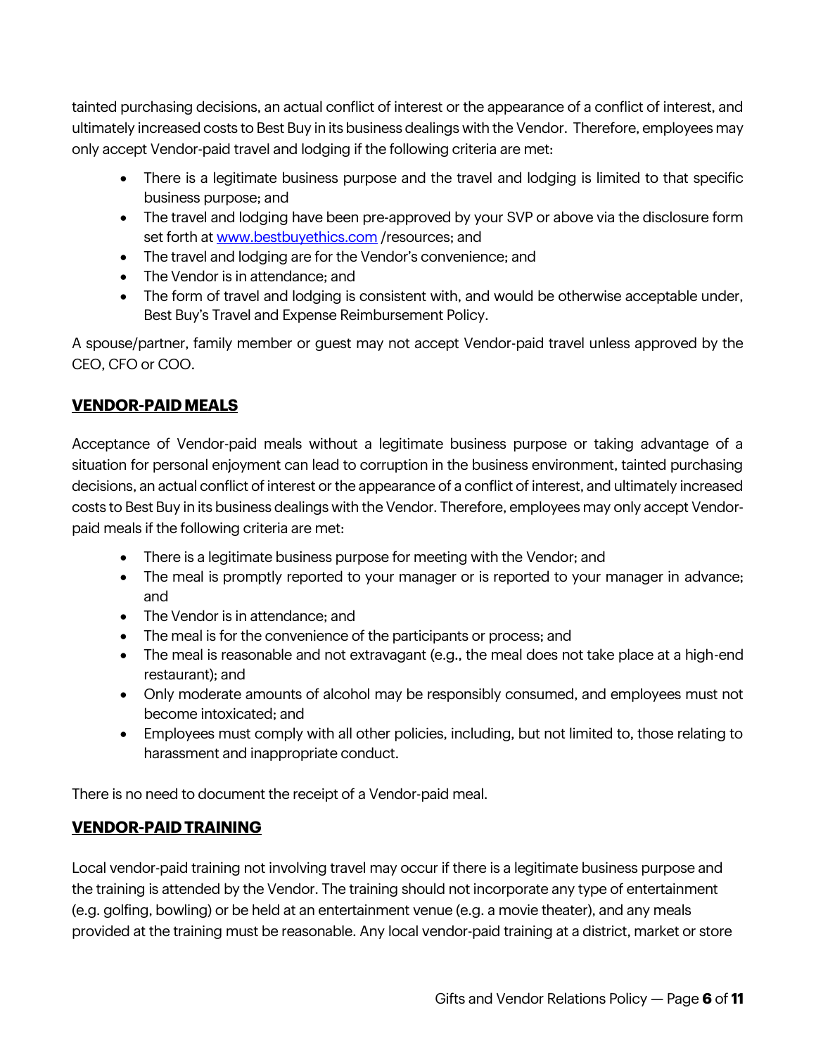tainted purchasing decisions, an actual conflict of interest or the appearance of a conflict of interest, and ultimately increased costs to Best Buy in its business dealings with the Vendor. Therefore, employees may only accept Vendor-paid travel and lodging if the following criteria are met:

- There is a legitimate business purpose and the travel and lodging is limited to that specific business purpose; and
- The travel and lodging have been pre-approved by your SVP or above via the disclosure form set forth at [www.bestbuyethics.com](http://www.bestbuyethics.com) /resources; and
- The travel and lodging are for the Vendor's convenience; and
- The Vendor is in attendance; and
- The form of travel and lodging is consistent with, and would be otherwise acceptable under, Best Buy's Travel and Expense Reimbursement Policy.

A spouse/partner, family member or guest may not accept Vendor-paid travel unless approved by the CEO, CFO or COO.

## VENDOR-PAID MEALS

Acceptance of Vendor-paid meals without a legitimate business purpose or taking advantage of a situation for personal enjoyment can lead to corruption in the business environment, tainted purchasing decisions, an actual conflict of interest or the appearance of a conflict of interest, and ultimately increased costs to Best Buy in its business dealings with the Vendor. Therefore, employees may only accept Vendor-paid meals if the following criteria are met:

- There is a legitimate business purpose for meeting with the Vendor; and
- The meal is promptly reported to your manager or is reported to your manager in advance; and
- The Vendor is in attendance; and
- The meal is for the convenience of the participants or process; and
- The meal is reasonable and not extravagant (e.g., the meal does not take place at a high-end restaurant); and
- Only moderate amounts of alcohol may be responsibly consumed, and employees must not become intoxicated; and
- Employees must comply with all other policies, including, but not limited to, those relating to harassment and inappropriate conduct.

There is no need to document the receipt of a Vendor-paid meal.

## VENDOR-PAID TRAINING

Local vendor-paid training not involving travel may occur if there is a legitimate business purpose and the training is attended by the Vendor. The training should not incorporate any type of entertainment (e.g. golfing, bowling) or be held at an entertainment venue (e.g. a movie theater), and any meals provided at the training must be reasonable. Any local vendor-paid training at a district, market or store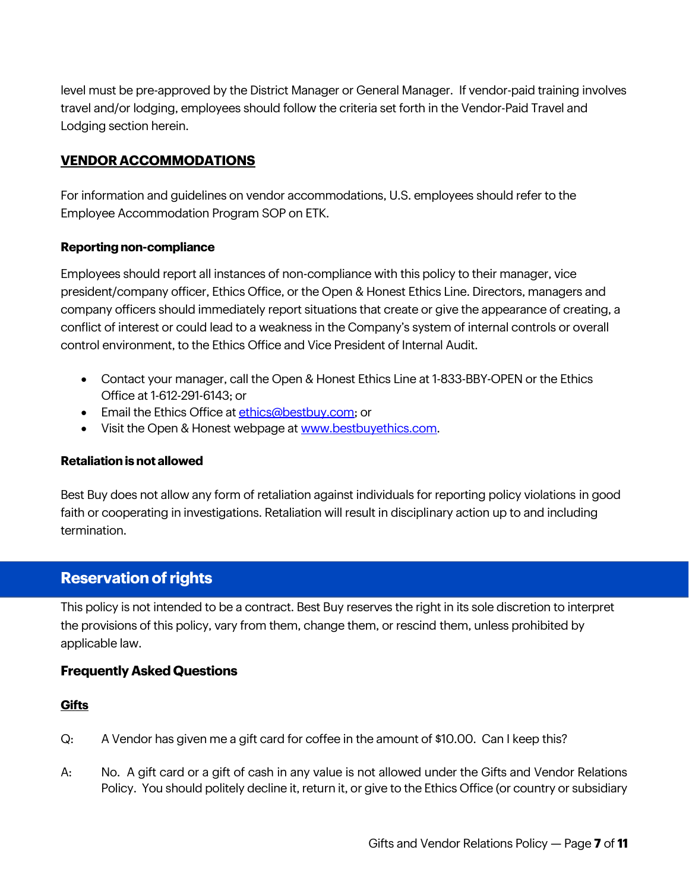level must be pre-approved by the District Manager or General Manager. If vendor-paid training involves travel and/or lodging, employees should follow the criteria set forth in the Vendor-Paid Travel and Lodging section herein.

### **VENDOR ACCOMMODATIONS**

For information and guidelines on vendor accommodations, U.S. employees should refer to the Employee Accommodation Program SOP on ETK.

#### Reporting non-compliance

Employees should report all instances of non-compliance with this policy to their manager, vice president/company officer, Ethics Office, or the Open & Honest Ethics Line. Directors, managers and company officers should immediately report situations that create or give the appearance of creating, a conflict of interest or could lead to a weakness in the Company's system of internal controls or overall control environment, to the Ethics Office and Vice President of Internal Audit.

- Contact your manager, call the Open & Honest Ethics Line at 1-833-BBY-OPEN or the Ethics Office at 1-612-291-6143; or
- Email the Ethics Office at [ethics@bestbuy.com](mailto:ethics@bestbuy.com); or
- Visit the Open & Honest webpage at [www.bestbuyethics.com](http://www.bestbuyethics.com).

#### Retaliation is not allowed

Best Buy does not allow any form of retaliation against individuals for reporting policy violations in good faith or cooperating in investigations. Retaliation will result in disciplinary action up to and including termination.

## Reservation of rights

This policy is not intended to be a contract. Best Buy reserves the right in its sole discretion to interpret the provisions of this policy, vary from them, change them, or rescind them, unless prohibited by applicable law.

### Frequently Asked Questions

#### **Gifts**

Q: A Vendor has given me a gift card for coffee in the amount of $10.00. Can I keep this?

A: No. A gift card or a gift of cash in any value is not allowed under the Gifts and Vendor Relations Policy. You should politely decline it, return it, or give to the Ethics Office (or country or subsidiary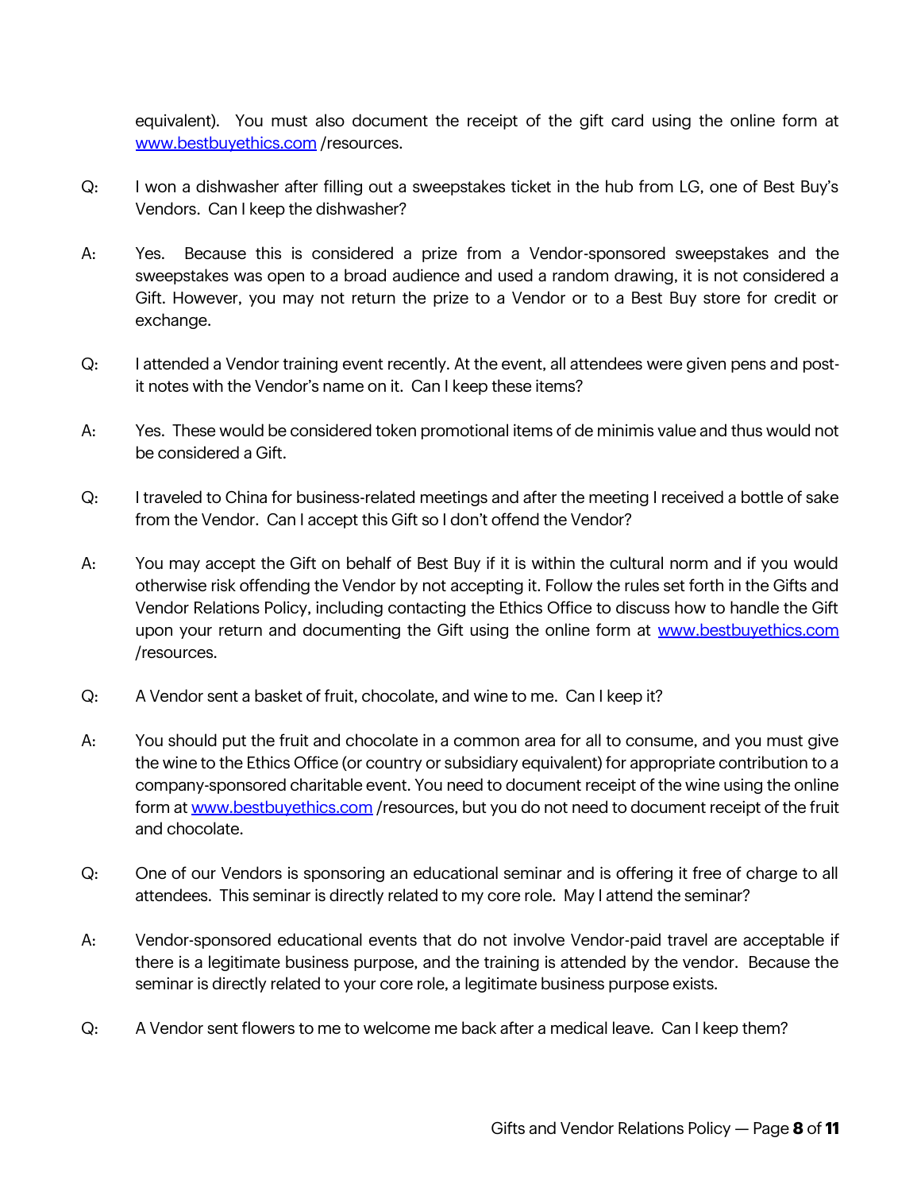equivalent). You must also document the receipt of the gift card using the online form at www.bestbuyethics.com /resources.

Q: I won a dishwasher after filling out a sweepstakes ticket in the hub from LG, one of Best Buy's Vendors. Can I keep the dishwasher?

A: Yes. Because this is considered a prize from a Vendor-sponsored sweepstakes and the sweepstakes was open to a broad audience and used a random drawing, it is not considered a Gift. However, you may not return the prize to a Vendor or to a Best Buy store for credit or exchange.

Q: I attended a Vendor training event recently. At the event, all attendees were given pens and post-it notes with the Vendor's name on it. Can I keep these items?

A: Yes. These would be considered token promotional items of de minimis value and thus would not be considered a Gift.

Q: I traveled to China for business-related meetings and after the meeting I received a bottle of sake from the Vendor. Can I accept this Gift so I don't offend the Vendor?

A: You may accept the Gift on behalf of Best Buy if it is within the cultural norm and if you would otherwise risk offending the Vendor by not accepting it. Follow the rules set forth in the Gifts and Vendor Relations Policy, including contacting the Ethics Office to discuss how to handle the Gift upon your return and documenting the Gift using the online form at www.bestbuyethics.com /resources.

Q: A Vendor sent a basket of fruit, chocolate, and wine to me. Can I keep it?

A: You should put the fruit and chocolate in a common area for all to consume, and you must give the wine to the Ethics Office (or country or subsidiary equivalent) for appropriate contribution to a company-sponsored charitable event. You need to document receipt of the wine using the online form at www.bestbuyethics.com /resources, but you do not need to document receipt of the fruit and chocolate.

Q: One of our Vendors is sponsoring an educational seminar and is offering it free of charge to all attendees. This seminar is directly related to my core role. May I attend the seminar?

A: Vendor-sponsored educational events that do not involve Vendor-paid travel are acceptable if there is a legitimate business purpose, and the training is attended by the vendor. Because the seminar is directly related to your core role, a legitimate business purpose exists.

Q: A Vendor sent flowers to me to welcome me back after a medical leave. Can I keep them?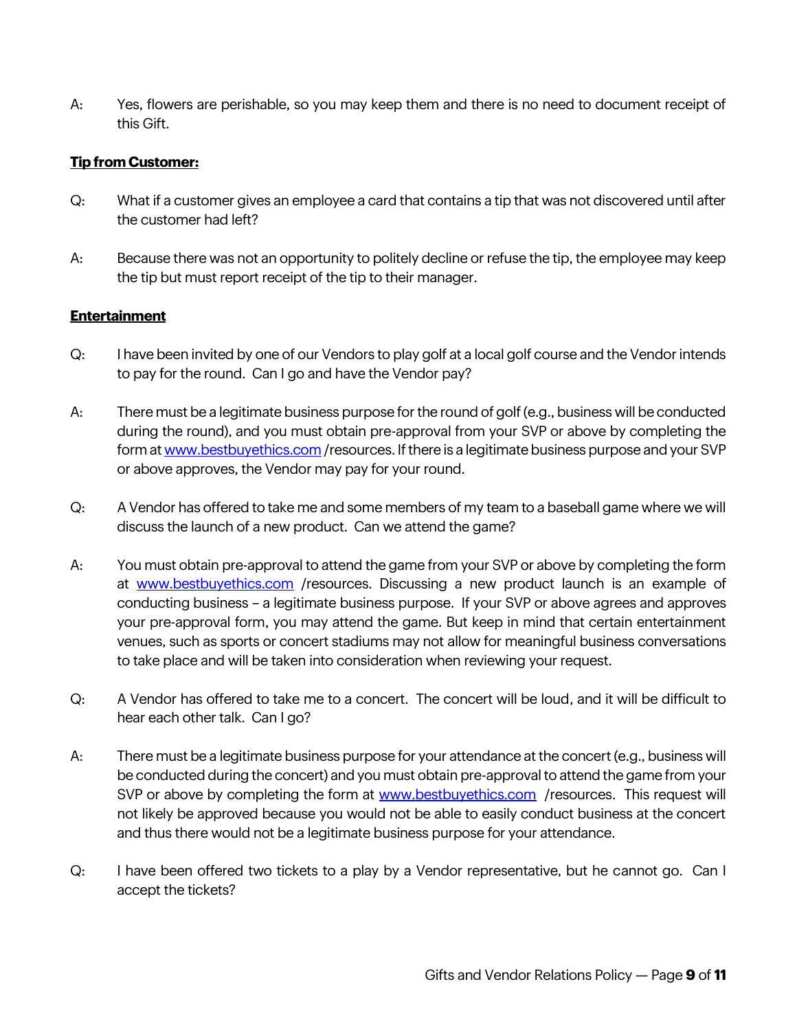A: Yes, flowers are perishable, so you may keep them and there is no need to document receipt of this Gift.

**Tip from Customer:**

Q: What if a customer gives an employee a card that contains a tip that was not discovered until after the customer had left?

A: Because there was not an opportunity to politely decline or refuse the tip, the employee may keep the tip but must report receipt of the tip to their manager.

**Entertainment**

Q: I have been invited by one of our Vendors to play golf at a local golf course and the Vendor intends to pay for the round. Can I go and have the Vendor pay?

A: There must be a legitimate business purpose for the round of golf (e.g., business will be conducted during the round), and you must obtain pre-approval from your SVP or above by completing the form at www.bestbuyethics.com /resources. If there is a legitimate business purpose and your SVP or above approves, the Vendor may pay for your round.

Q: A Vendor has offered to take me and some members of my team to a baseball game where we will discuss the launch of a new product. Can we attend the game?

A: You must obtain pre-approval to attend the game from your SVP or above by completing the form at www.bestbuyethics.com /resources. Discussing a new product launch is an example of conducting business – a legitimate business purpose. If your SVP or above agrees and approves your pre-approval form, you may attend the game. But keep in mind that certain entertainment venues, such as sports or concert stadiums may not allow for meaningful business conversations to take place and will be taken into consideration when reviewing your request.

Q: A Vendor has offered to take me to a concert. The concert will be loud, and it will be difficult to hear each other talk. Can I go?

A: There must be a legitimate business purpose for your attendance at the concert (e.g., business will be conducted during the concert) and you must obtain pre-approval to attend the game from your SVP or above by completing the form at www.bestbuyethics.com /resources. This request will not likely be approved because you would not be able to easily conduct business at the concert and thus there would not be a legitimate business purpose for your attendance.

Q: I have been offered two tickets to a play by a Vendor representative, but he cannot go. Can I accept the tickets?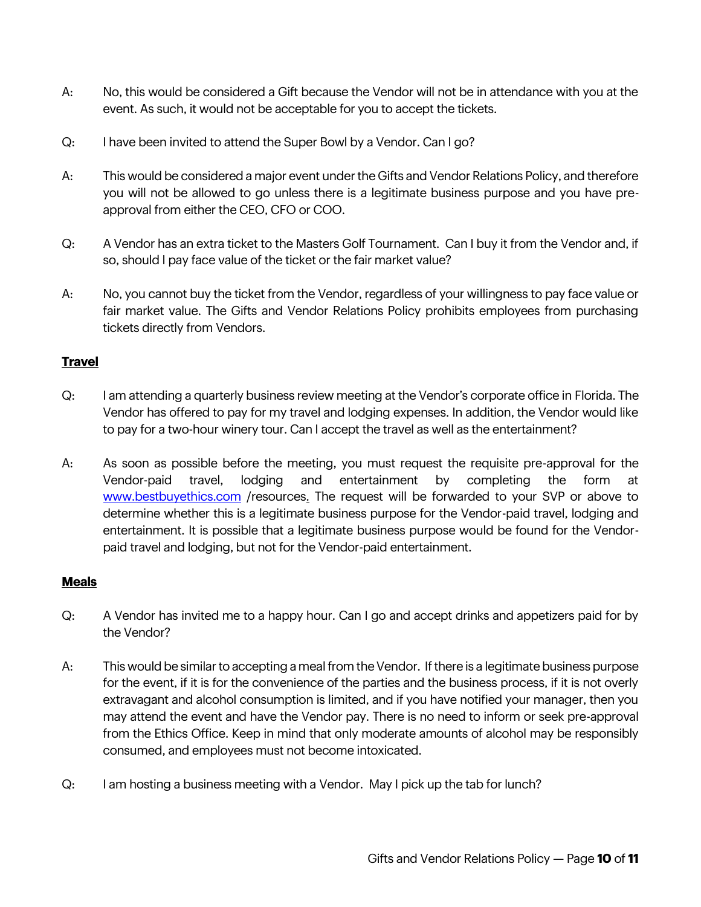A: No, this would be considered a Gift because the Vendor will not be in attendance with you at the event. As such, it would not be acceptable for you to accept the tickets.

Q: I have been invited to attend the Super Bowl by a Vendor. Can I go?

A: This would be considered a major event under the Gifts and Vendor Relations Policy, and therefore you will not be allowed to go unless there is a legitimate business purpose and you have pre-approval from either the CEO, CFO or COO.

Q: A Vendor has an extra ticket to the Masters Golf Tournament. Can I buy it from the Vendor and, if so, should I pay face value of the ticket or the fair market value?

A: No, you cannot buy the ticket from the Vendor, regardless of your willingness to pay face value or fair market value. The Gifts and Vendor Relations Policy prohibits employees from purchasing tickets directly from Vendors.

**Travel**

Q: I am attending a quarterly business review meeting at the Vendor's corporate office in Florida. The Vendor has offered to pay for my travel and lodging expenses. In addition, the Vendor would like to pay for a two-hour winery tour. Can I accept the travel as well as the entertainment?

A: As soon as possible before the meeting, you must request the requisite pre-approval for the Vendor-paid travel, lodging and entertainment by completing the form at www.bestbuyethics.com /resources. The request will be forwarded to your SVP or above to determine whether this is a legitimate business purpose for the Vendor-paid travel, lodging and entertainment. It is possible that a legitimate business purpose would be found for the Vendor-paid travel and lodging, but not for the Vendor-paid entertainment.

**Meals**

Q: A Vendor has invited me to a happy hour. Can I go and accept drinks and appetizers paid for by the Vendor?

A: This would be similar to accepting a meal from the Vendor. If there is a legitimate business purpose for the event, if it is for the convenience of the parties and the business process, if it is not overly extravagant and alcohol consumption is limited, and if you have notified your manager, then you may attend the event and have the Vendor pay. There is no need to inform or seek pre-approval from the Ethics Office. Keep in mind that only moderate amounts of alcohol may be responsibly consumed, and employees must not become intoxicated.

Q: I am hosting a business meeting with a Vendor. May I pick up the tab for lunch?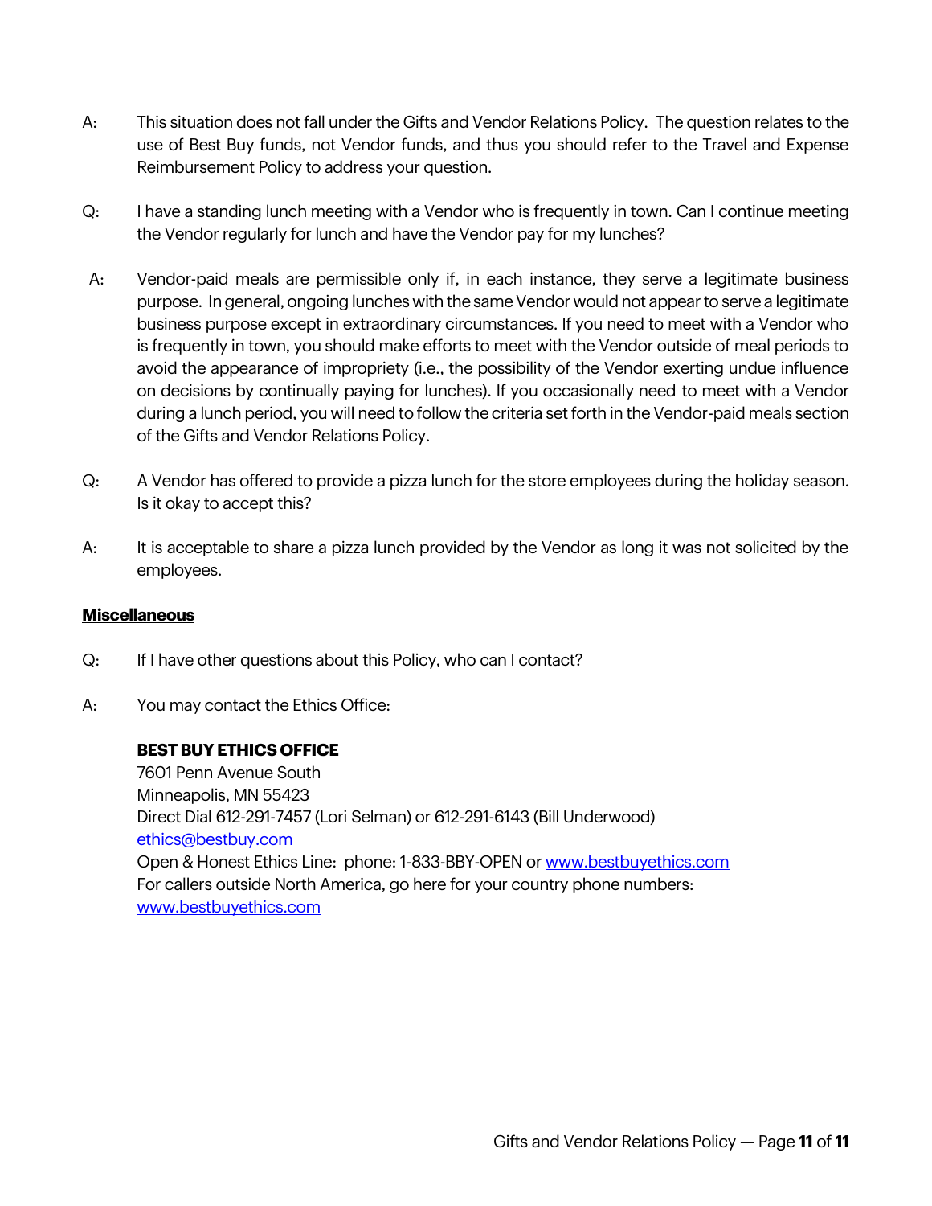A: This situation does not fall under the Gifts and Vendor Relations Policy. The question relates to the use of Best Buy funds, not Vendor funds, and thus you should refer to the Travel and Expense Reimbursement Policy to address your question.

Q: I have a standing lunch meeting with a Vendor who is frequently in town. Can I continue meeting the Vendor regularly for lunch and have the Vendor pay for my lunches?

A: Vendor-paid meals are permissible only if, in each instance, they serve a legitimate business purpose. In general, ongoing lunches with the same Vendor would not appear to serve a legitimate business purpose except in extraordinary circumstances. If you need to meet with a Vendor who is frequently in town, you should make efforts to meet with the Vendor outside of meal periods to avoid the appearance of impropriety (i.e., the possibility of the Vendor exerting undue influence on decisions by continually paying for lunches). If you occasionally need to meet with a Vendor during a lunch period, you will need to follow the criteria set forth in the Vendor-paid meals section of the Gifts and Vendor Relations Policy.

Q: A Vendor has offered to provide a pizza lunch for the store employees during the holiday season. Is it okay to accept this?

A: It is acceptable to share a pizza lunch provided by the Vendor as long it was not solicited by the employees.

<u>**Miscellaneous**</u>

Q: If I have other questions about this Policy, who can I contact?

A: You may contact the Ethics Office:

**BEST BUY ETHICS OFFICE**
7601 Penn Avenue South
Minneapolis, MN 55423
Direct Dial 612-291-7457 (Lori Selman) or 612-291-6143 (Bill Underwood)
ethics@bestbuy.com
Open & Honest Ethics Line: phone: 1-833-BBY-OPEN or www.bestbuyethics.com
For callers outside North America, go here for your country phone numbers:
www.bestbuyethics.com